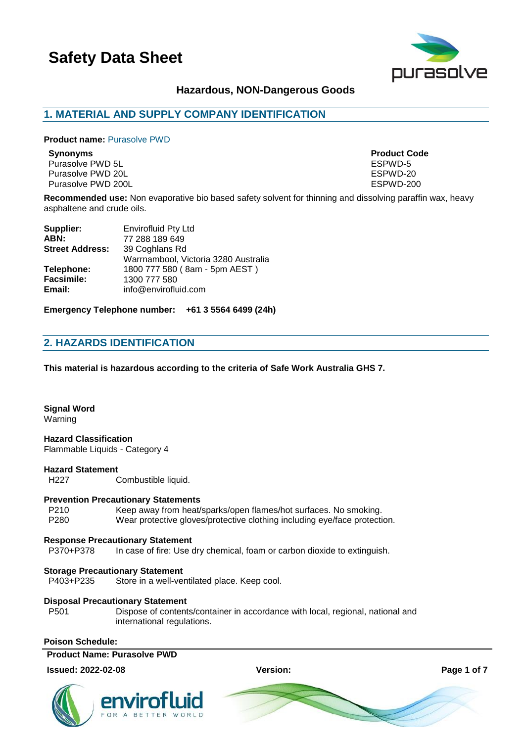# Safety Data Sheet

## Hazardous, NON-Dangerous Goods

## 1. MATERIAL AND SUPPLY COMPANY IDENTIFICATION

**Product name:** Purasolve PWD

| Synonyms | Product Code |
|---|---|
| Purasolve PWD 5L | ESPWD-5 |
| Purasolve PWD 20L | ESPWD-20 |
| Purasolve PWD 200L | ESPWD-200 |

**Recommended use:** Non evaporative bio based safety solvent for thinning and dissolving paraffin wax, heavy asphaltene and crude oils.

**Supplier:** Envirofluid Pty Ltd
**ABN:** 77 288 189 649
**Street Address:** 39 Coghlans Rd
Warrnambool, Victoria 3280 Australia
**Telephone:** 1800 777 580 ( 8am - 5pm AEST )
**Facsimile:** 1300 777 580
**Email:** info@envirofluid.com

**Emergency Telephone number: +61 3 5564 6499 (24h)**

## 2. HAZARDS IDENTIFICATION

**This material is hazardous according to the criteria of Safe Work Australia GHS 7.**

**Signal Word**
Warning

**Hazard Classification**
Flammable Liquids - Category 4

**Hazard Statement**
H227 Combustible liquid.

**Prevention Precautionary Statements**
P210 Keep away from heat/sparks/open flames/hot surfaces. No smoking.
P280 Wear protective gloves/protective clothing including eye/face protection.

**Response Precautionary Statement**
P370+P378 In case of fire: Use dry chemical, foam or carbon dioxide to extinguish.

**Storage Precautionary Statement**
P403+P235 Store in a well-ventilated place. Keep cool.

**Disposal Precautionary Statement**
P501 Dispose of contents/container in accordance with local, regional, national and international regulations.

**Poison Schedule:**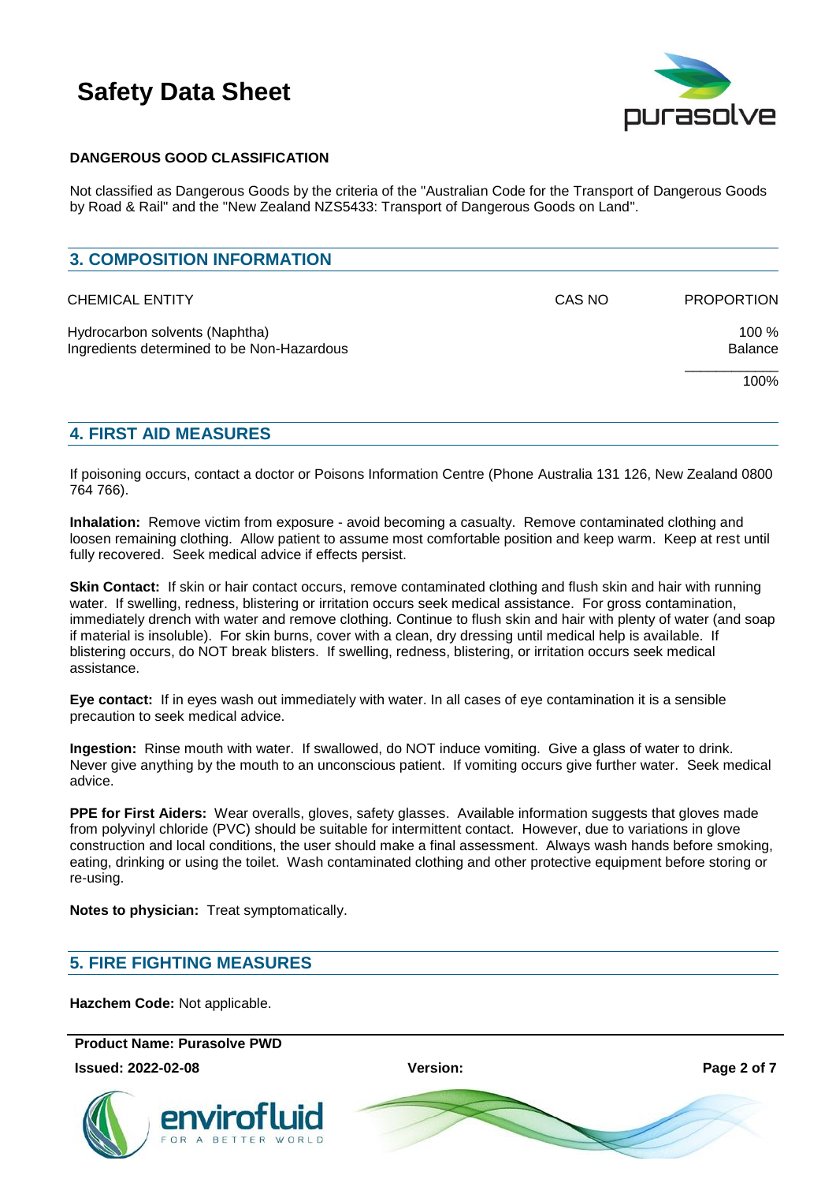**DANGEROUS GOOD CLASSIFICATION**

Not classified as Dangerous Goods by the criteria of the "Australian Code for the Transport of Dangerous Goods by Road & Rail" and the "New Zealand NZS5433: Transport of Dangerous Goods on Land".

## 3. COMPOSITION INFORMATION

| CHEMICAL ENTITY | CAS NO | PROPORTION |
|---|---|---|
| Hydrocarbon solvents (Naphtha) | | 100 % |
| Ingredients determined to be Non-Hazardous | | Balance |
| | | 100% |

## 4. FIRST AID MEASURES

If poisoning occurs, contact a doctor or Poisons Information Centre (Phone Australia 131 126, New Zealand 0800 764 766).

**Inhalation:** Remove victim from exposure - avoid becoming a casualty. Remove contaminated clothing and loosen remaining clothing. Allow patient to assume most comfortable position and keep warm. Keep at rest until fully recovered. Seek medical advice if effects persist.

**Skin Contact:** If skin or hair contact occurs, remove contaminated clothing and flush skin and hair with running water. If swelling, redness, blistering or irritation occurs seek medical assistance. For gross contamination, immediately drench with water and remove clothing. Continue to flush skin and hair with plenty of water (and soap if material is insoluble). For skin burns, cover with a clean, dry dressing until medical help is available. If blistering occurs, do NOT break blisters. If swelling, redness, blistering, or irritation occurs seek medical assistance.

**Eye contact:** If in eyes wash out immediately with water. In all cases of eye contamination it is a sensible precaution to seek medical advice.

**Ingestion:** Rinse mouth with water. If swallowed, do NOT induce vomiting. Give a glass of water to drink. Never give anything by the mouth to an unconscious patient. If vomiting occurs give further water. Seek medical advice.

**PPE for First Aiders:** Wear overalls, gloves, safety glasses. Available information suggests that gloves made from polyvinyl chloride (PVC) should be suitable for intermittent contact. However, due to variations in glove construction and local conditions, the user should make a final assessment. Always wash hands before smoking, eating, drinking or using the toilet. Wash contaminated clothing and other protective equipment before storing or re-using.

**Notes to physician:** Treat symptomatically.

## 5. FIRE FIGHTING MEASURES

**Hazchem Code:** Not applicable.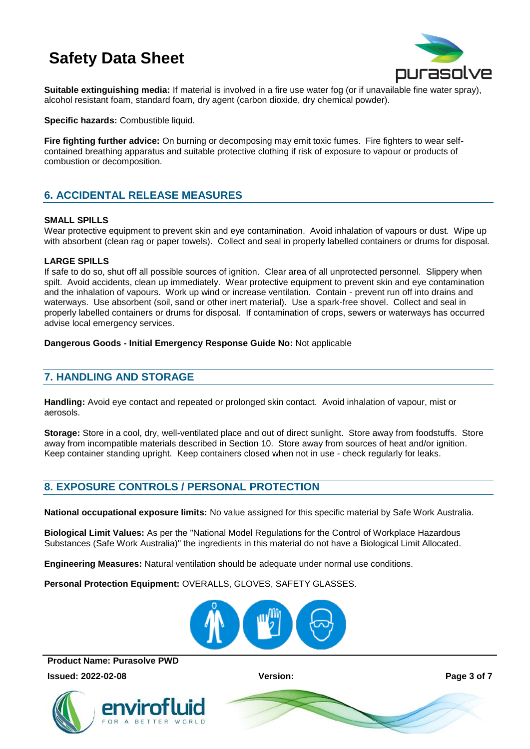**Suitable extinguishing media:** If material is involved in a fire use water fog (or if unavailable fine water spray), alcohol resistant foam, standard foam, dry agent (carbon dioxide, dry chemical powder).

**Specific hazards:** Combustible liquid.

**Fire fighting further advice:** On burning or decomposing may emit toxic fumes. Fire fighters to wear self-contained breathing apparatus and suitable protective clothing if risk of exposure to vapour or products of combustion or decomposition.

## 6. ACCIDENTAL RELEASE MEASURES

### SMALL SPILLS

Wear protective equipment to prevent skin and eye contamination. Avoid inhalation of vapours or dust. Wipe up with absorbent (clean rag or paper towels). Collect and seal in properly labelled containers or drums for disposal.

### LARGE SPILLS

If safe to do so, shut off all possible sources of ignition. Clear area of all unprotected personnel. Slippery when spilt. Avoid accidents, clean up immediately. Wear protective equipment to prevent skin and eye contamination and the inhalation of vapours. Work up wind or increase ventilation. Contain - prevent run off into drains and waterways. Use absorbent (soil, sand or other inert material). Use a spark-free shovel. Collect and seal in properly labelled containers or drums for disposal. If contamination of crops, sewers or waterways has occurred advise local emergency services.

**Dangerous Goods - Initial Emergency Response Guide No:** Not applicable

## 7. HANDLING AND STORAGE

**Handling:** Avoid eye contact and repeated or prolonged skin contact. Avoid inhalation of vapour, mist or aerosols.

**Storage:** Store in a cool, dry, well-ventilated place and out of direct sunlight. Store away from foodstuffs. Store away from incompatible materials described in Section 10. Store away from sources of heat and/or ignition. Keep container standing upright. Keep containers closed when not in use - check regularly for leaks.

## 8. EXPOSURE CONTROLS / PERSONAL PROTECTION

**National occupational exposure limits:** No value assigned for this specific material by Safe Work Australia.

**Biological Limit Values:** As per the "National Model Regulations for the Control of Workplace Hazardous Substances (Safe Work Australia)" the ingredients in this material do not have a Biological Limit Allocated.

**Engineering Measures:** Natural ventilation should be adequate under normal use conditions.

**Personal Protection Equipment:** OVERALLS, GLOVES, SAFETY GLASSES.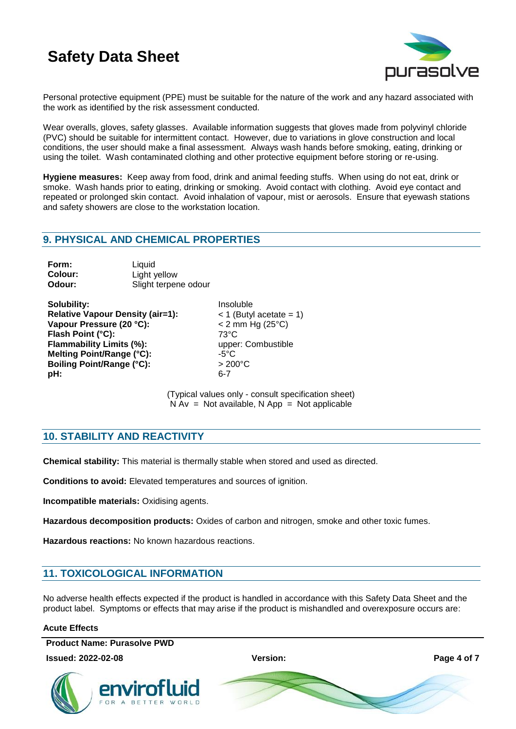Personal protective equipment (PPE) must be suitable for the nature of the work and any hazard associated with the work as identified by the risk assessment conducted.

Wear overalls, gloves, safety glasses. Available information suggests that gloves made from polyvinyl chloride (PVC) should be suitable for intermittent contact. However, due to variations in glove construction and local conditions, the user should make a final assessment. Always wash hands before smoking, eating, drinking or using the toilet. Wash contaminated clothing and other protective equipment before storing or re-using.

**Hygiene measures:** Keep away from food, drink and animal feeding stuffs. When using do not eat, drink or smoke. Wash hands prior to eating, drinking or smoking. Avoid contact with clothing. Avoid eye contact and repeated or prolonged skin contact. Avoid inhalation of vapour, mist or aerosols. Ensure that eyewash stations and safety showers are close to the workstation location.

## 9. PHYSICAL AND CHEMICAL PROPERTIES

**Form:** Liquid
**Colour:** Light yellow
**Odour:** Slight terpene odour

**Solubility:** Insoluble
**Relative Vapour Density (air=1):** < 1 (Butyl acetate = 1)
**Vapour Pressure (20 °C):** < 2 mm Hg (25°C)
**Flash Point (°C):** 73°C
**Flammability Limits (%):** upper: Combustible
**Melting Point/Range (°C):** -5°C
**Boiling Point/Range (°C):** > 200°C
**pH:** 6-7

(Typical values only - consult specification sheet)
N Av = Not available, N App = Not applicable

## 10. STABILITY AND REACTIVITY

**Chemical stability:** This material is thermally stable when stored and used as directed.

**Conditions to avoid:** Elevated temperatures and sources of ignition.

**Incompatible materials:** Oxidising agents.

**Hazardous decomposition products:** Oxides of carbon and nitrogen, smoke and other toxic fumes.

**Hazardous reactions:** No known hazardous reactions.

## 11. TOXICOLOGICAL INFORMATION

No adverse health effects expected if the product is handled in accordance with this Safety Data Sheet and the product label. Symptoms or effects that may arise if the product is mishandled and overexposure occurs are:

**Acute Effects**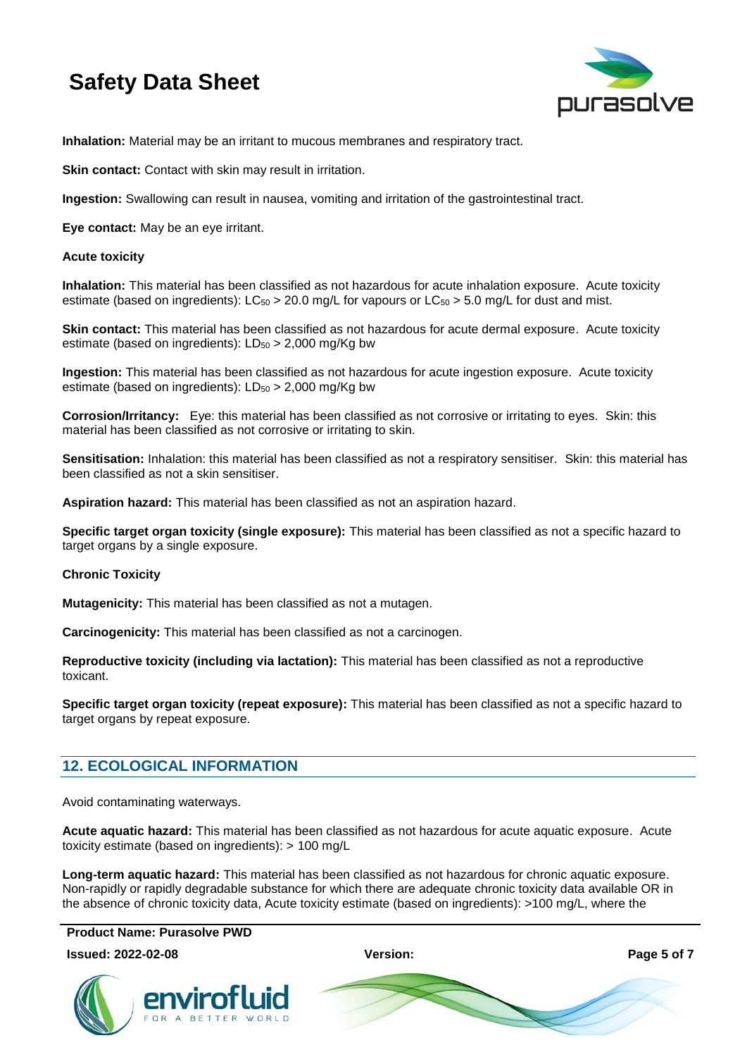**Inhalation:** Material may be an irritant to mucous membranes and respiratory tract.

**Skin contact:** Contact with skin may result in irritation.

**Ingestion:** Swallowing can result in nausea, vomiting and irritation of the gastrointestinal tract.

**Eye contact:** May be an eye irritant.

**Acute toxicity**

**Inhalation:** This material has been classified as not hazardous for acute inhalation exposure. Acute toxicity estimate (based on ingredients): $LC_{50}$ > 20.0 mg/L for vapours or $LC_{50}$ > 5.0 mg/L for dust and mist.

**Skin contact:** This material has been classified as not hazardous for acute dermal exposure. Acute toxicity estimate (based on ingredients): $LD_{50}$ > 2,000 mg/Kg bw

**Ingestion:** This material has been classified as not hazardous for acute ingestion exposure. Acute toxicity estimate (based on ingredients): $LD_{50}$ > 2,000 mg/Kg bw

**Corrosion/Irritancy:** Eye: this material has been classified as not corrosive or irritating to eyes. Skin: this material has been classified as not corrosive or irritating to skin.

**Sensitisation:** Inhalation: this material has been classified as not a respiratory sensitiser. Skin: this material has been classified as not a skin sensitiser.

**Aspiration hazard:** This material has been classified as not an aspiration hazard.

**Specific target organ toxicity (single exposure):** This material has been classified as not a specific hazard to target organs by a single exposure.

**Chronic Toxicity**

**Mutagenicity:** This material has been classified as not a mutagen.

**Carcinogenicity:** This material has been classified as not a carcinogen.

**Reproductive toxicity (including via lactation):** This material has been classified as not a reproductive toxicant.

**Specific target organ toxicity (repeat exposure):** This material has been classified as not a specific hazard to target organs by repeat exposure.

## 12. ECOLOGICAL INFORMATION

Avoid contaminating waterways.

**Acute aquatic hazard:** This material has been classified as not hazardous for acute aquatic exposure. Acute toxicity estimate (based on ingredients): > 100 mg/L

**Long-term aquatic hazard:** This material has been classified as not hazardous for chronic aquatic exposure. Non-rapidly or rapidly degradable substance for which there are adequate chronic toxicity data available OR in the absence of chronic toxicity data, Acute toxicity estimate (based on ingredients): >100 mg/L, where the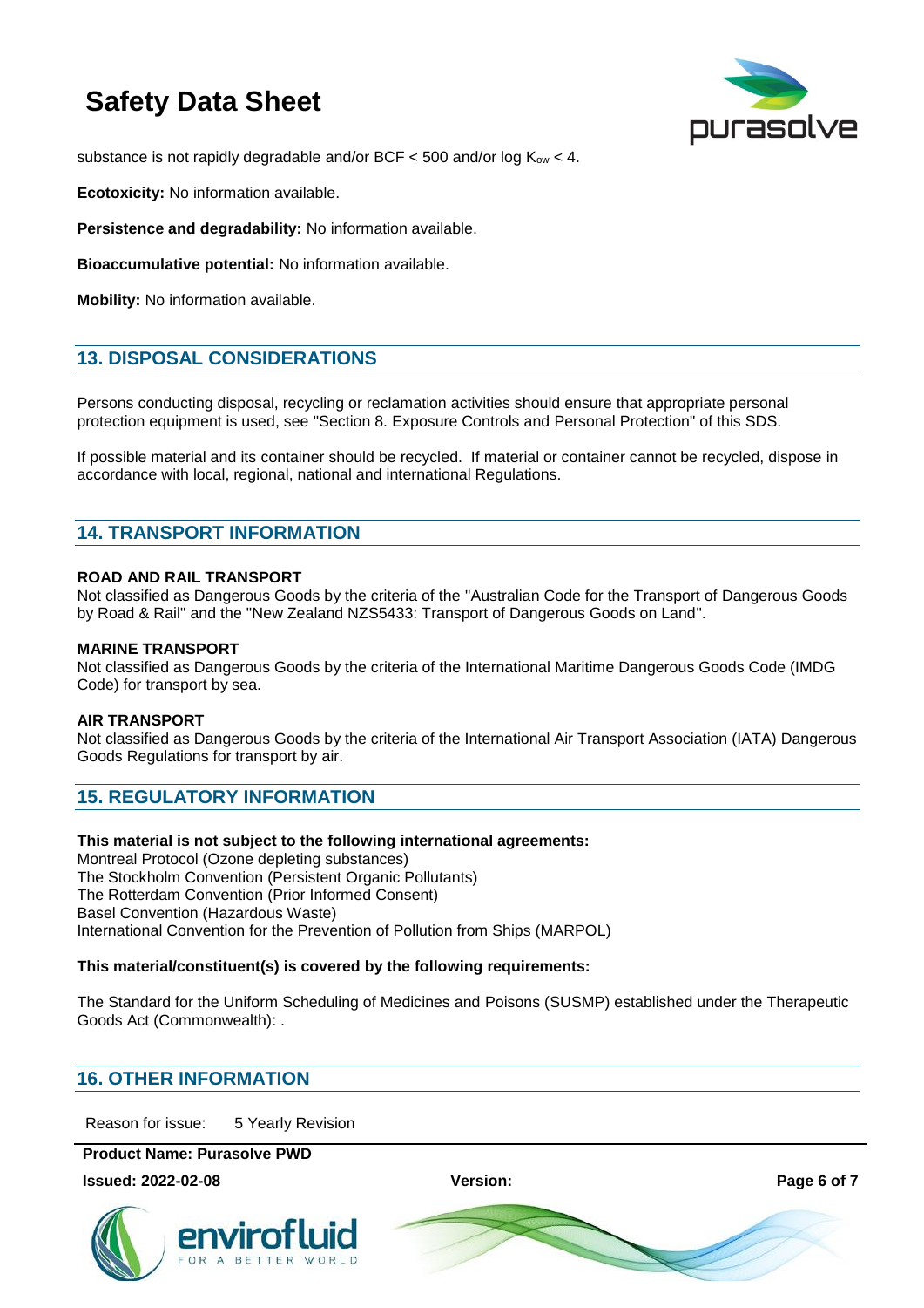substance is not rapidly degradable and/or BCF < 500 and/or log $K_{ow}$ < 4.

**Ecotoxicity:** No information available.

**Persistence and degradability:** No information available.

**Bioaccumulative potential:** No information available.

**Mobility:** No information available.

## 13. DISPOSAL CONSIDERATIONS

Persons conducting disposal, recycling or reclamation activities should ensure that appropriate personal protection equipment is used, see "Section 8. Exposure Controls and Personal Protection" of this SDS.

If possible material and its container should be recycled. If material or container cannot be recycled, dispose in accordance with local, regional, national and international Regulations.

## 14. TRANSPORT INFORMATION

**ROAD AND RAIL TRANSPORT**
Not classified as Dangerous Goods by the criteria of the "Australian Code for the Transport of Dangerous Goods by Road & Rail" and the "New Zealand NZS5433: Transport of Dangerous Goods on Land".

**MARINE TRANSPORT**
Not classified as Dangerous Goods by the criteria of the International Maritime Dangerous Goods Code (IMDG Code) for transport by sea.

**AIR TRANSPORT**
Not classified as Dangerous Goods by the criteria of the International Air Transport Association (IATA) Dangerous Goods Regulations for transport by air.

## 15. REGULATORY INFORMATION

**This material is not subject to the following international agreements:**
Montreal Protocol (Ozone depleting substances)
The Stockholm Convention (Persistent Organic Pollutants)
The Rotterdam Convention (Prior Informed Consent)
Basel Convention (Hazardous Waste)
International Convention for the Prevention of Pollution from Ships (MARPOL)

**This material/constituent(s) is covered by the following requirements:**

The Standard for the Uniform Scheduling of Medicines and Poisons (SUSMP) established under the Therapeutic Goods Act (Commonwealth): .

## 16. OTHER INFORMATION

Reason for issue: 5 Yearly Revision

**Product Name: Purasolve PWD**

**Issued: 2022-02-08** **Version:**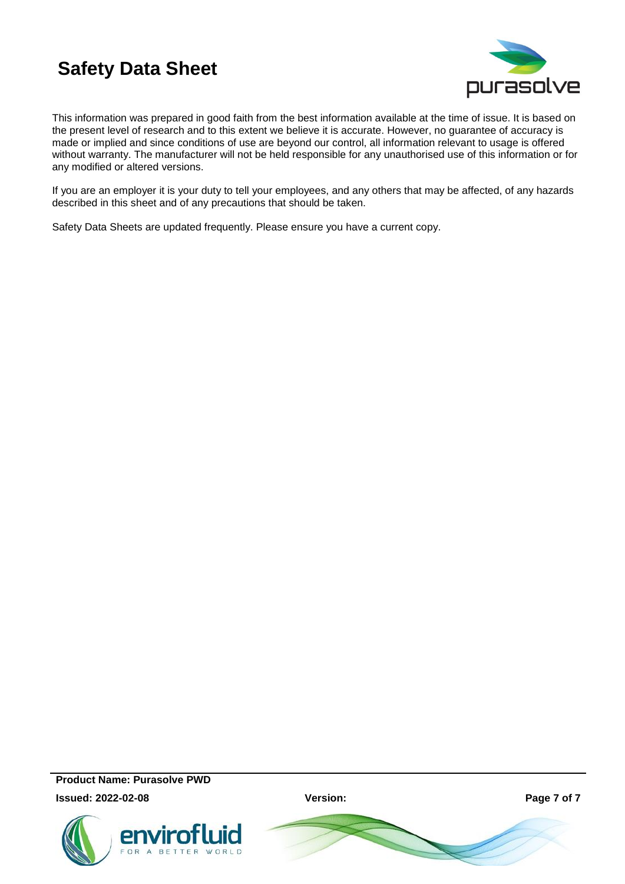This information was prepared in good faith from the best information available at the time of issue. It is based on the present level of research and to this extent we believe it is accurate. However, no guarantee of accuracy is made or implied and since conditions of use are beyond our control, all information relevant to usage is offered without warranty. The manufacturer will not be held responsible for any unauthorised use of this information or for any modified or altered versions.

If you are an employer it is your duty to tell your employees, and any others that may be affected, of any hazards described in this sheet and of any precautions that should be taken.

Safety Data Sheets are updated frequently. Please ensure you have a current copy.